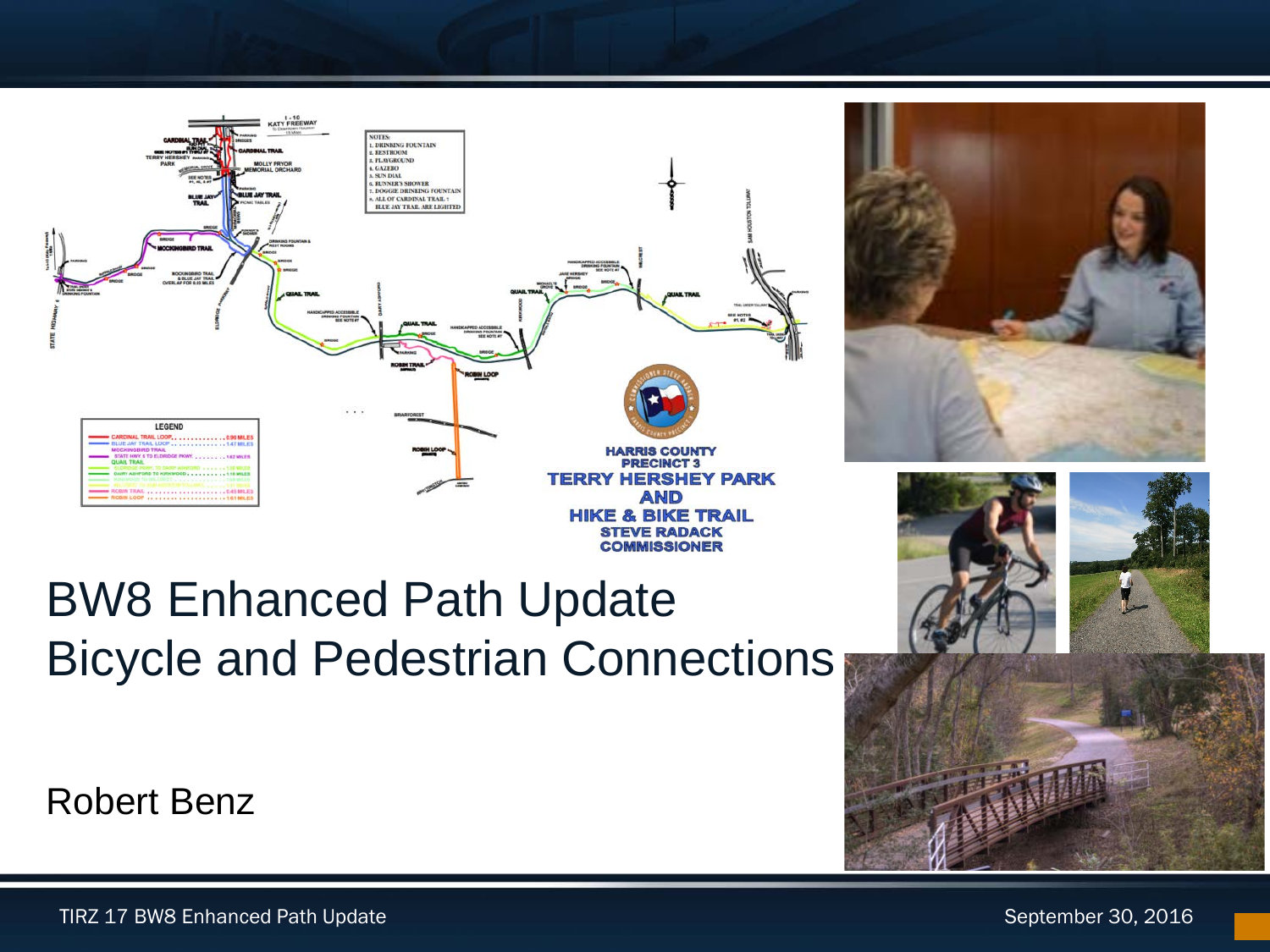# BW8 Enhanced Path Update
# Bicycle and Pedestrian Connections

Robert Benz

TIRZ 17 BW8 Enhanced Path Update

September 30, 2016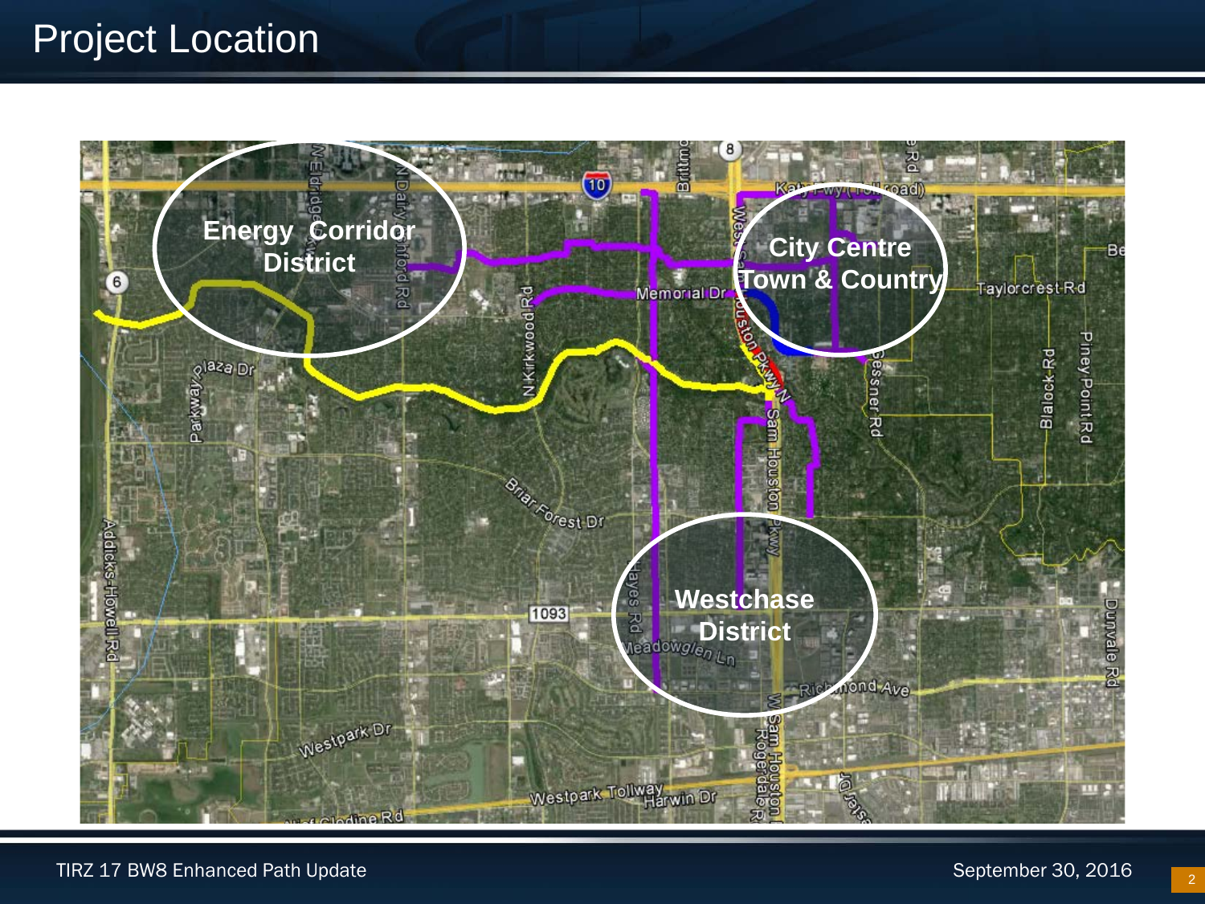# Project Location

Energy Corridor District

City Centre Town & Country

Westchase District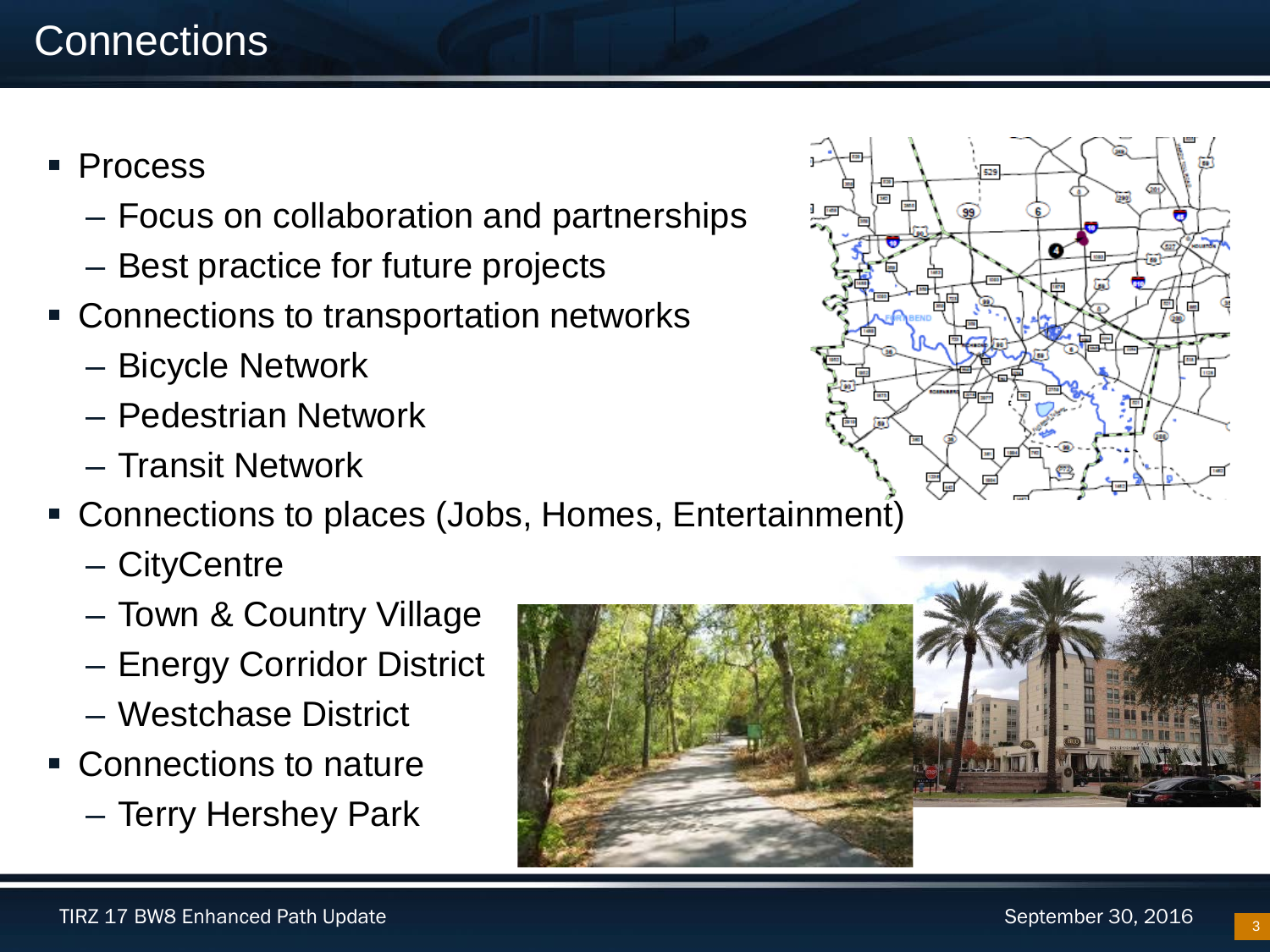# Connections

- Process
  - Focus on collaboration and partnerships
  - Best practice for future projects
- Connections to transportation networks
  - Bicycle Network
  - Pedestrian Network
  - Transit Network
- Connections to places (Jobs, Homes, Entertainment)
  - CityCentre
  - Town & Country Village
  - Energy Corridor District
  - Westchase District
- Connections to nature
  - Terry Hershey Park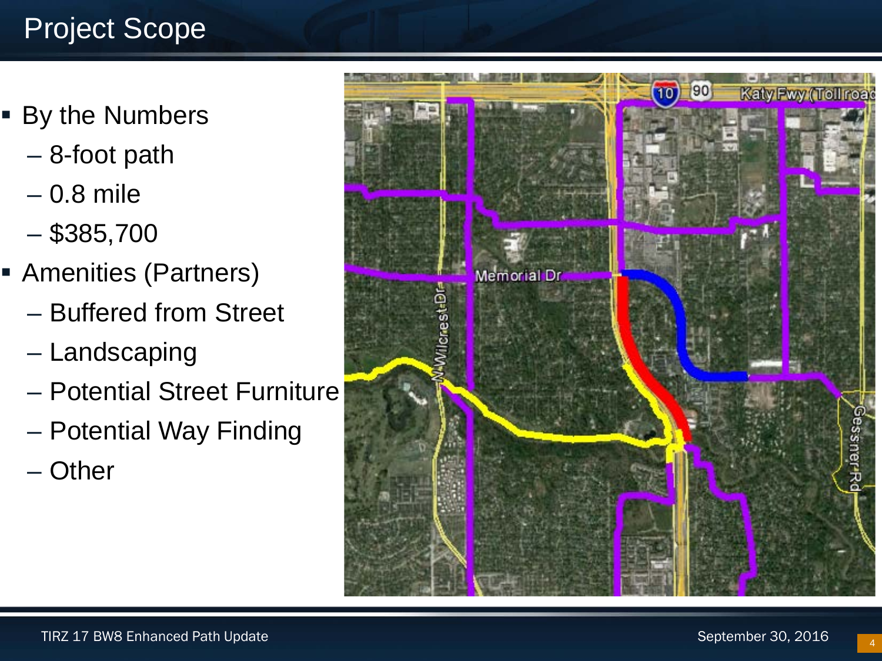# Project Scope

- By the Numbers
  - 8-foot path
  - 0.8 mile
  - $385,700
- Amenities (Partners)
  - Buffered from Street
  - Landscaping
  - Potential Street Furniture
  - Potential Way Finding
  - Other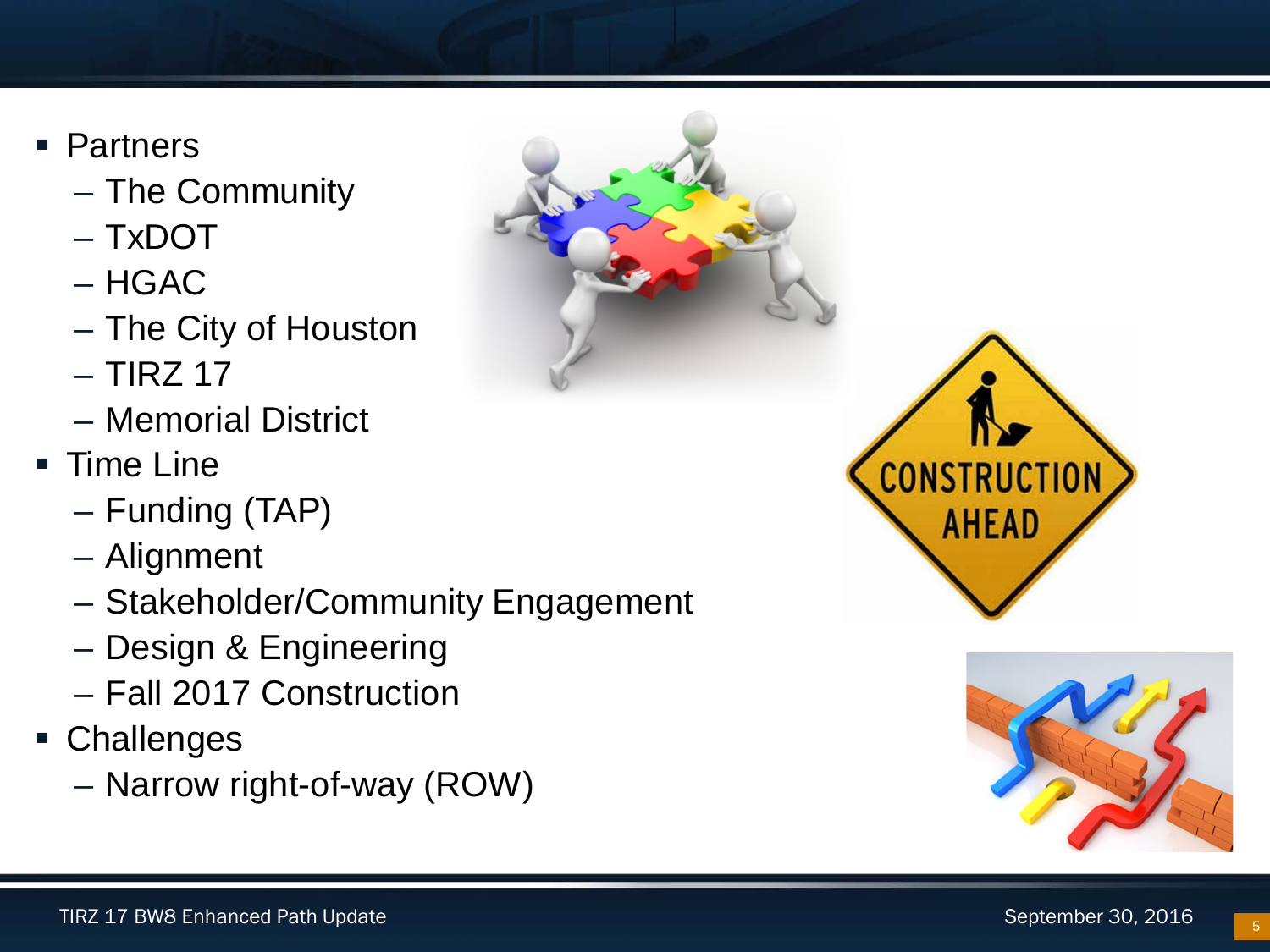- Partners
  - The Community
  - TxDOT
  - HGAC
  - The City of Houston
  - TIRZ 17
  - Memorial District
- Time Line
  - Funding (TAP)
  - Alignment
  - Stakeholder/Community Engagement
  - Design & Engineering
  - Fall 2017 Construction
- Challenges
  - Narrow right-of-way (ROW)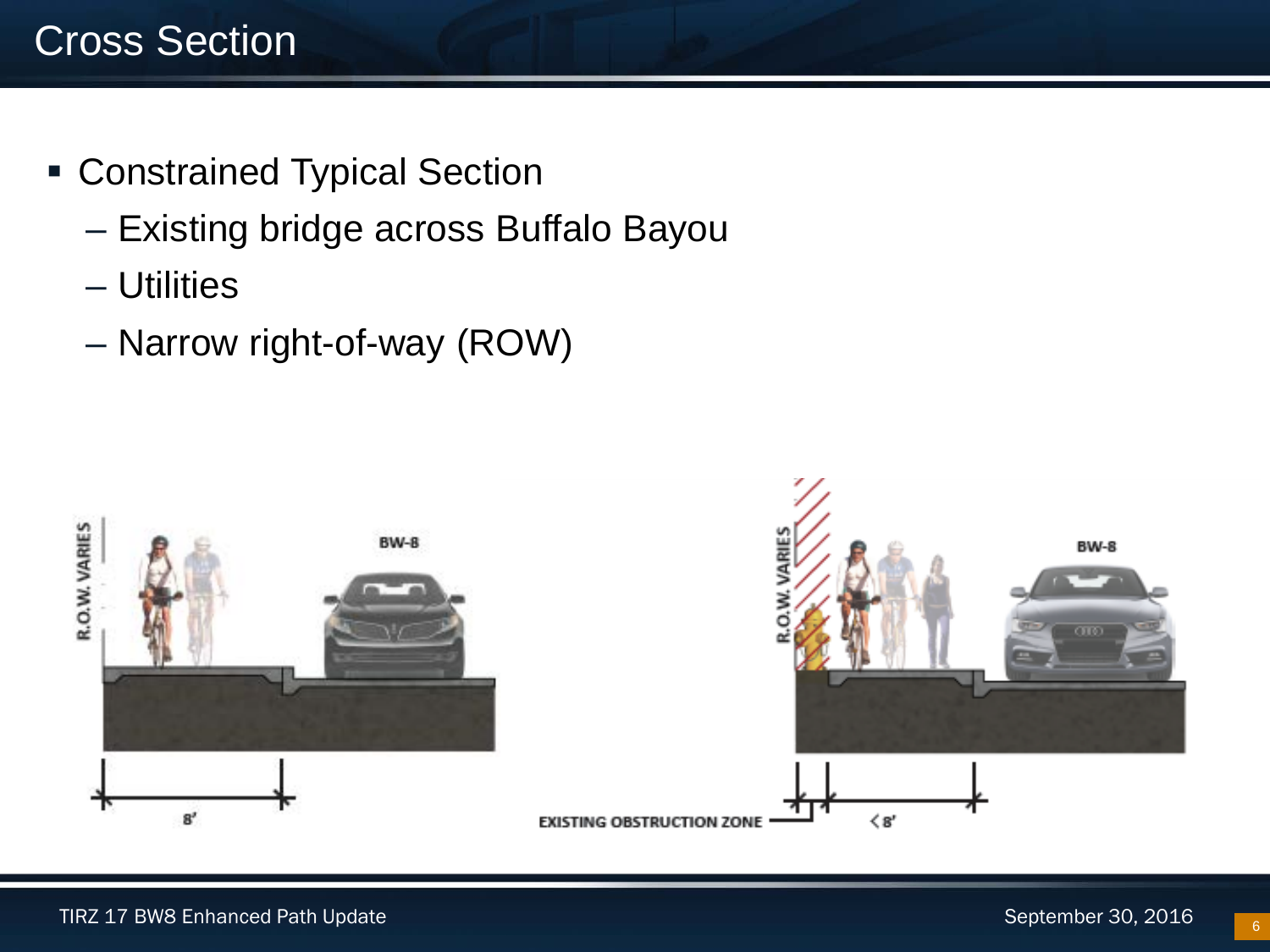# Cross Section

- Constrained Typical Section
  - Existing bridge across Buffalo Bayou
  - Utilities
  - Narrow right-of-way (ROW)

R.O.W. VARIES

BW-8

8'

R.O.W. VARIES

BW-8

EXISTING OBSTRUCTION ZONE

<8'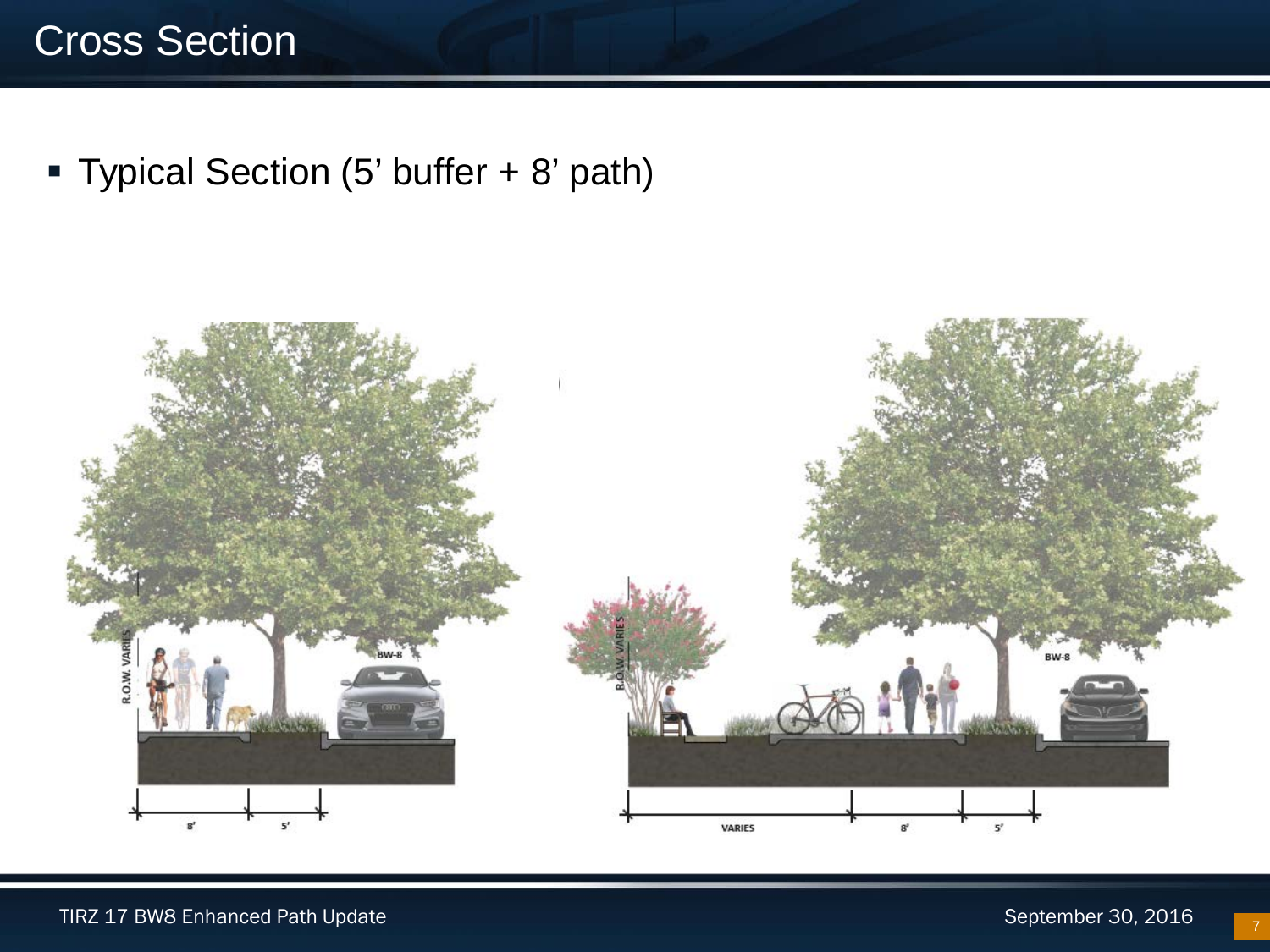# Cross Section

- Typical Section (5' buffer + 8' path)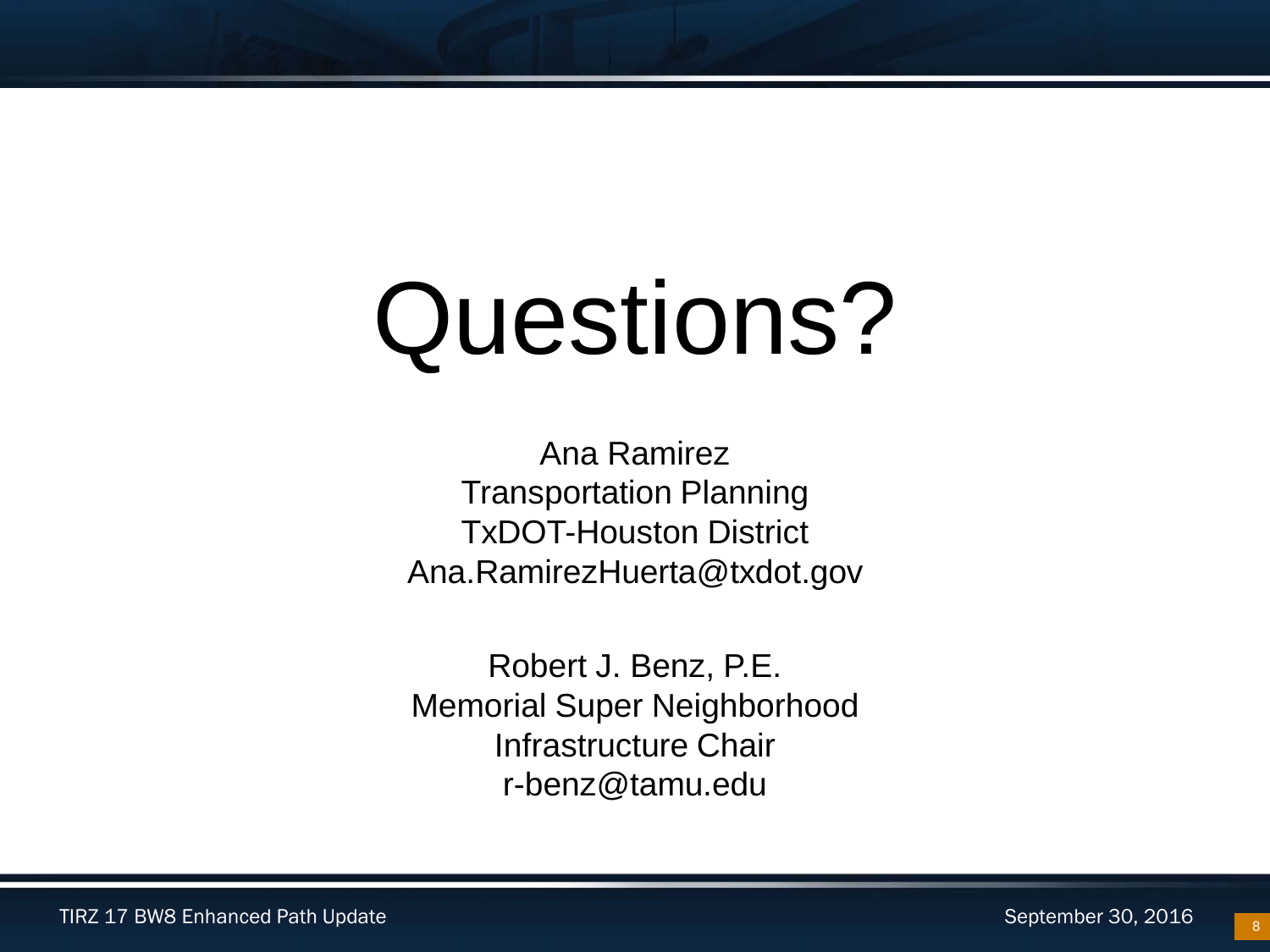# Questions?

Ana Ramirez
Transportation Planning
TxDOT-Houston District
Ana.RamirezHuerta@txdot.gov

Robert J. Benz, P.E.
Memorial Super Neighborhood
Infrastructure Chair
r-benz@tamu.edu